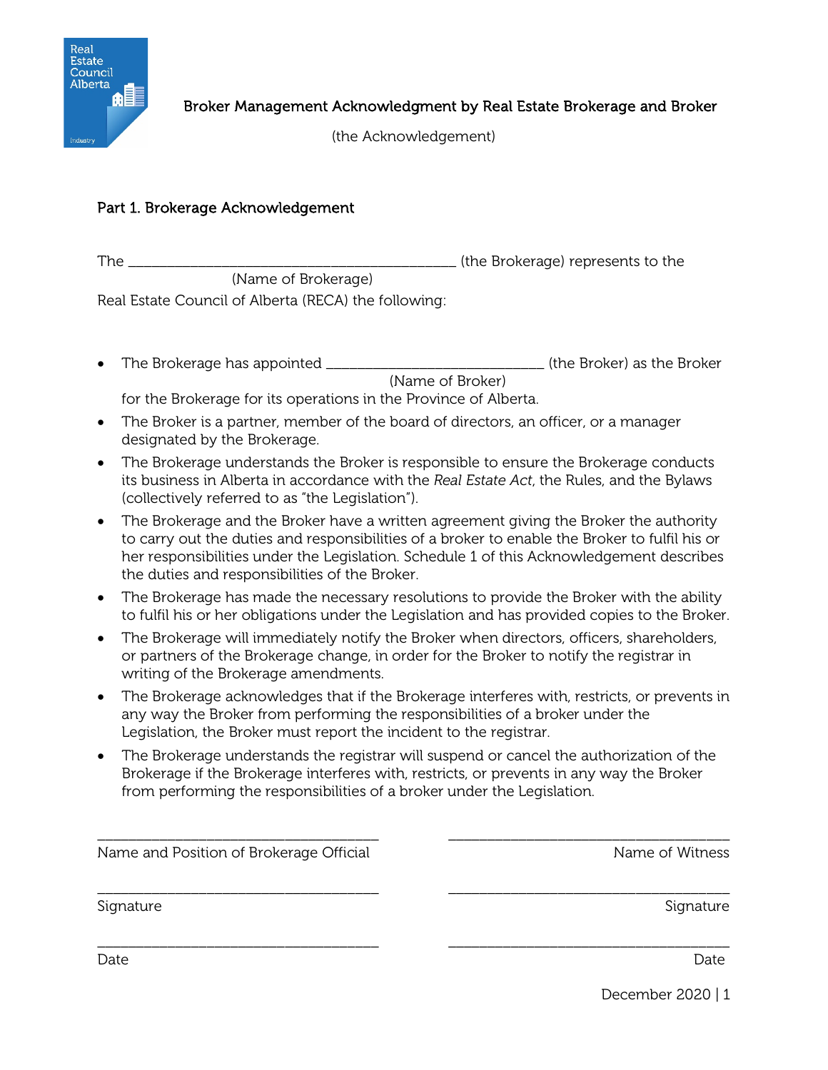Real Estate Council Alberta

Industry

# Broker Management Acknowledgment by Real Estate Brokerage and Broker

(the Acknowledgement)

## Part 1. Brokerage Acknowledgement

The _____________________________________________ (the Brokerage) represents to the
(Name of Brokerage)
Real Estate Council of Alberta (RECA) the following:

- The Brokerage has appointed ______________________________ (the Broker) as the Broker
  (Name of Broker)
  for the Brokerage for its operations in the Province of Alberta.
- The Broker is a partner, member of the board of directors, an officer, or a manager designated by the Brokerage.
- The Brokerage understands the Broker is responsible to ensure the Brokerage conducts its business in Alberta in accordance with the *Real Estate Act*, the Rules, and the Bylaws (collectively referred to as "the Legislation").
- The Brokerage and the Broker have a written agreement giving the Broker the authority to carry out the duties and responsibilities of a broker to enable the Broker to fulfil his or her responsibilities under the Legislation. Schedule 1 of this Acknowledgement describes the duties and responsibilities of the Broker.
- The Brokerage has made the necessary resolutions to provide the Broker with the ability to fulfil his or her obligations under the Legislation and has provided copies to the Broker.
- The Brokerage will immediately notify the Broker when directors, officers, shareholders, or partners of the Brokerage change, in order for the Broker to notify the registrar in writing of the Brokerage amendments.
- The Brokerage acknowledges that if the Brokerage interferes with, restricts, or prevents in any way the Broker from performing the responsibilities of a broker under the Legislation, the Broker must report the incident to the registrar.
- The Brokerage understands the registrar will suspend or cancel the authorization of the Brokerage if the Brokerage interferes with, restricts, or prevents in any way the Broker from performing the responsibilities of a broker under the Legislation.

_____________________________________ _____________________________________
Name and Position of Brokerage Official Name of Witness

_____________________________________ _____________________________________
Signature Signature

_____________________________________ _____________________________________
Date Date

December 2020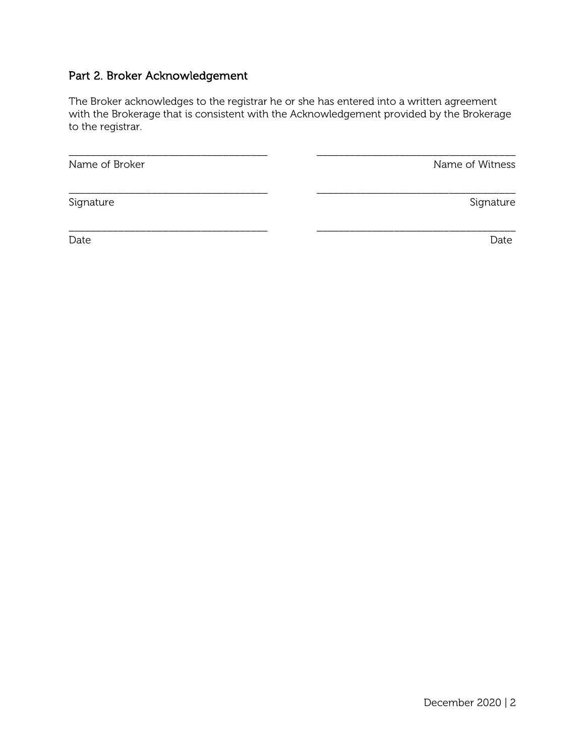## Part 2. Broker Acknowledgement

The Broker acknowledges to the registrar he or she has entered into a written agreement with the Brokerage that is consistent with the Acknowledgement provided by the Brokerage to the registrar.

| | |
|---|---|
| ______________________________ | ______________________________ |
| Name of Broker | Name of Witness |
| ______________________________ | ______________________________ |
| Signature | Signature |
| ______________________________ | ______________________________ |
| Date | Date |

December 2020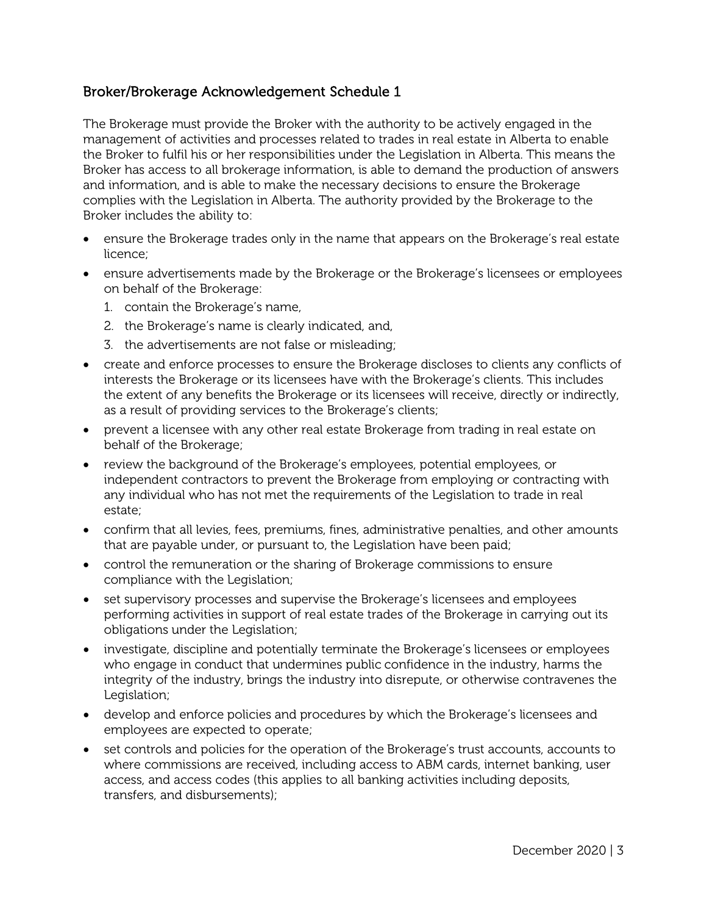## Broker/Brokerage Acknowledgement Schedule 1

The Brokerage must provide the Broker with the authority to be actively engaged in the management of activities and processes related to trades in real estate in Alberta to enable the Broker to fulfil his or her responsibilities under the Legislation in Alberta. This means the Broker has access to all brokerage information, is able to demand the production of answers and information, and is able to make the necessary decisions to ensure the Brokerage complies with the Legislation in Alberta. The authority provided by the Brokerage to the Broker includes the ability to:

- ensure the Brokerage trades only in the name that appears on the Brokerage's real estate licence;
- ensure advertisements made by the Brokerage or the Brokerage's licensees or employees on behalf of the Brokerage:
  1. contain the Brokerage's name,
  2. the Brokerage's name is clearly indicated, and,
  3. the advertisements are not false or misleading;
- create and enforce processes to ensure the Brokerage discloses to clients any conflicts of interests the Brokerage or its licensees have with the Brokerage's clients. This includes the extent of any benefits the Brokerage or its licensees will receive, directly or indirectly, as a result of providing services to the Brokerage's clients;
- prevent a licensee with any other real estate Brokerage from trading in real estate on behalf of the Brokerage;
- review the background of the Brokerage's employees, potential employees, or independent contractors to prevent the Brokerage from employing or contracting with any individual who has not met the requirements of the Legislation to trade in real estate;
- confirm that all levies, fees, premiums, fines, administrative penalties, and other amounts that are payable under, or pursuant to, the Legislation have been paid;
- control the remuneration or the sharing of Brokerage commissions to ensure compliance with the Legislation;
- set supervisory processes and supervise the Brokerage's licensees and employees performing activities in support of real estate trades of the Brokerage in carrying out its obligations under the Legislation;
- investigate, discipline and potentially terminate the Brokerage's licensees or employees who engage in conduct that undermines public confidence in the industry, harms the integrity of the industry, brings the industry into disrepute, or otherwise contravenes the Legislation;
- develop and enforce policies and procedures by which the Brokerage's licensees and employees are expected to operate;
- set controls and policies for the operation of the Brokerage's trust accounts, accounts to where commissions are received, including access to ABM cards, internet banking, user access, and access codes (this applies to all banking activities including deposits, transfers, and disbursements);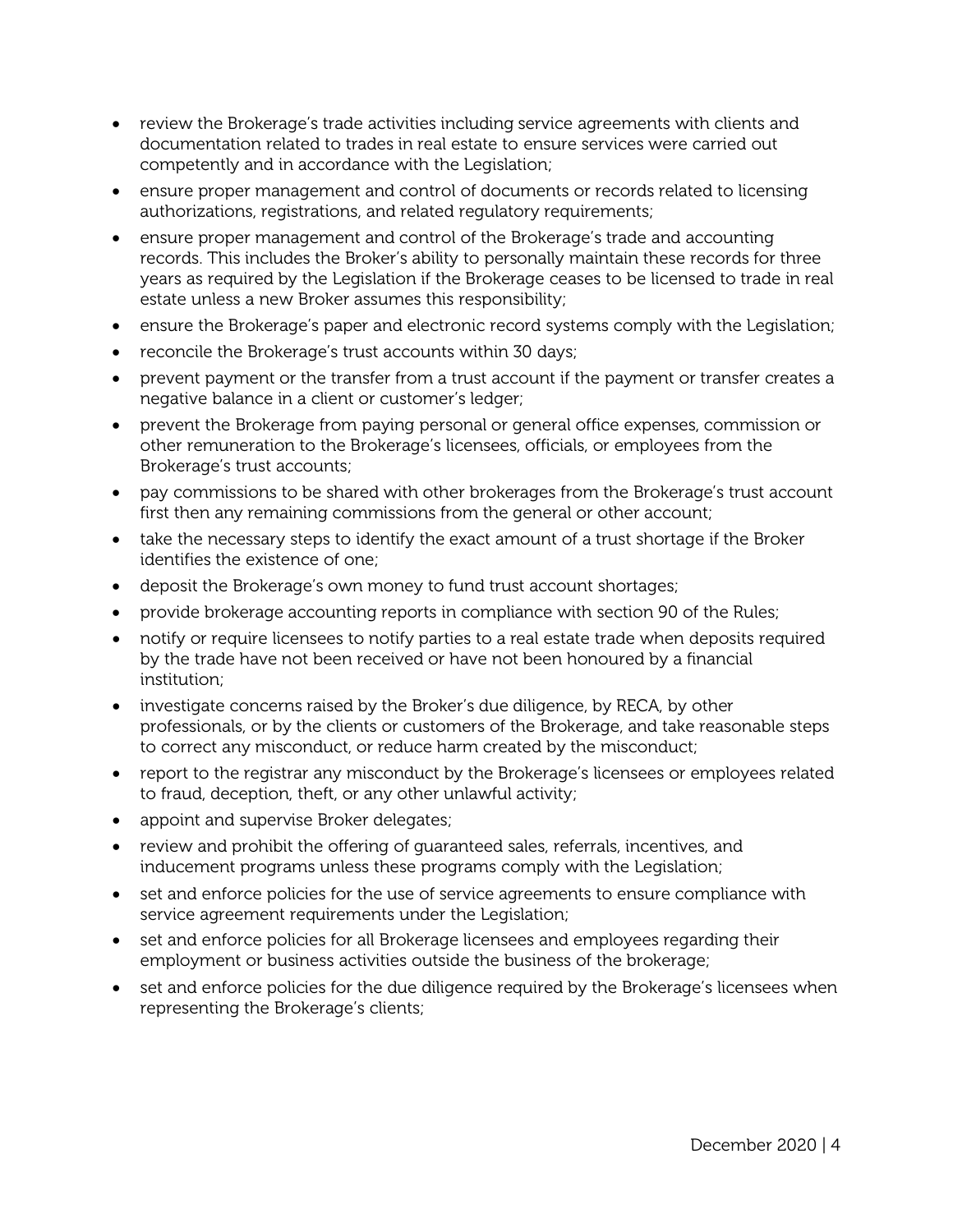- review the Brokerage's trade activities including service agreements with clients and documentation related to trades in real estate to ensure services were carried out competently and in accordance with the Legislation;
- ensure proper management and control of documents or records related to licensing authorizations, registrations, and related regulatory requirements;
- ensure proper management and control of the Brokerage's trade and accounting records. This includes the Broker's ability to personally maintain these records for three years as required by the Legislation if the Brokerage ceases to be licensed to trade in real estate unless a new Broker assumes this responsibility;
- ensure the Brokerage's paper and electronic record systems comply with the Legislation;
- reconcile the Brokerage's trust accounts within 30 days;
- prevent payment or the transfer from a trust account if the payment or transfer creates a negative balance in a client or customer's ledger;
- prevent the Brokerage from paying personal or general office expenses, commission or other remuneration to the Brokerage's licensees, officials, or employees from the Brokerage's trust accounts;
- pay commissions to be shared with other brokerages from the Brokerage's trust account first then any remaining commissions from the general or other account;
- take the necessary steps to identify the exact amount of a trust shortage if the Broker identifies the existence of one;
- deposit the Brokerage's own money to fund trust account shortages;
- provide brokerage accounting reports in compliance with section 90 of the Rules;
- notify or require licensees to notify parties to a real estate trade when deposits required by the trade have not been received or have not been honoured by a financial institution;
- investigate concerns raised by the Broker's due diligence, by RECA, by other professionals, or by the clients or customers of the Brokerage, and take reasonable steps to correct any misconduct, or reduce harm created by the misconduct;
- report to the registrar any misconduct by the Brokerage's licensees or employees related to fraud, deception, theft, or any other unlawful activity;
- appoint and supervise Broker delegates;
- review and prohibit the offering of guaranteed sales, referrals, incentives, and inducement programs unless these programs comply with the Legislation;
- set and enforce policies for the use of service agreements to ensure compliance with service agreement requirements under the Legislation;
- set and enforce policies for all Brokerage licensees and employees regarding their employment or business activities outside the business of the brokerage;
- set and enforce policies for the due diligence required by the Brokerage's licensees when representing the Brokerage's clients;